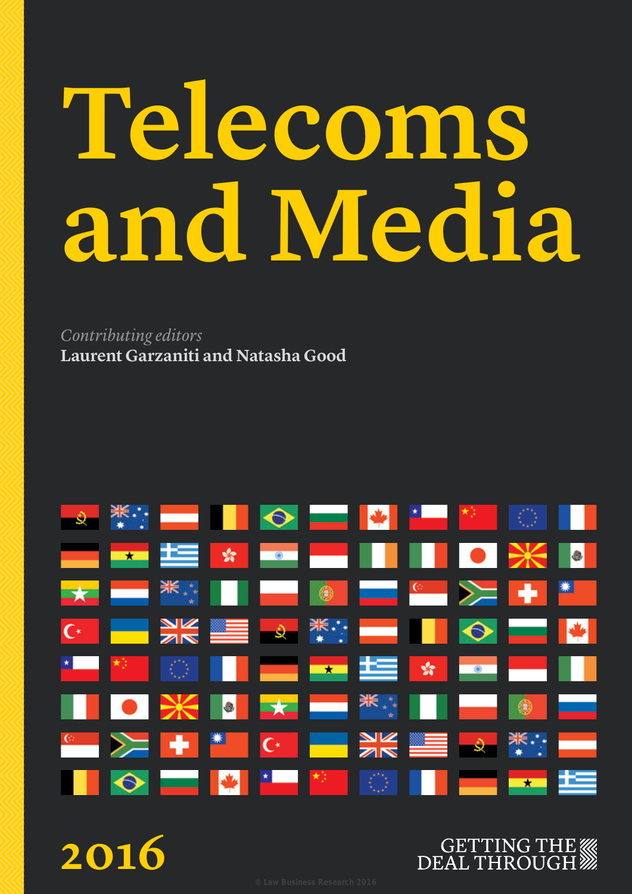# Telecoms and Media

*Contributing editors*
**Laurent Garzaniti and Natasha Good**

**2016**

GETTING THE DEAL THROUGH

© Law Business Research 2016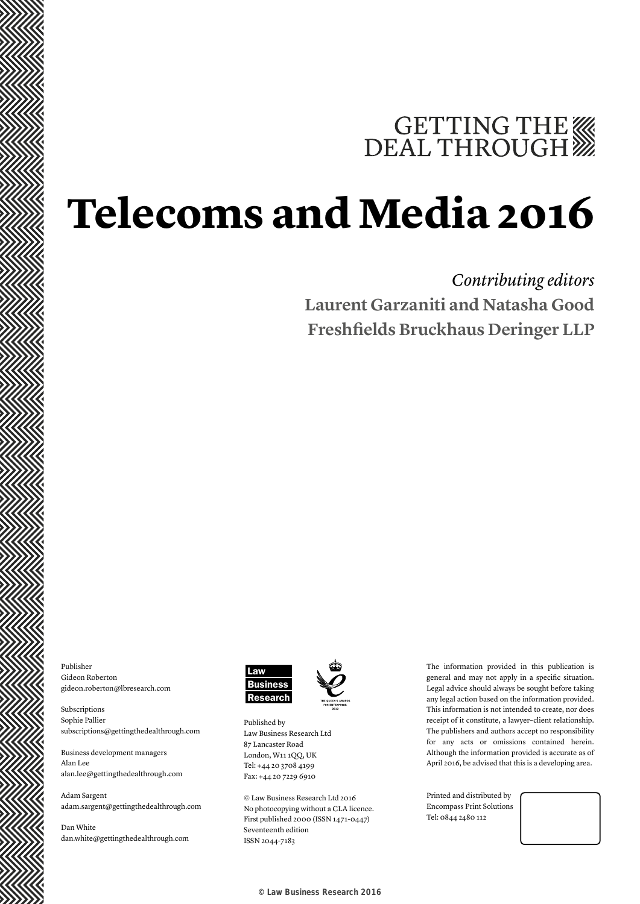GETTING THE DEAL THROUGH

# Telecoms and Media 2016

*Contributing editors*

**Laurent Garzaniti and Natasha Good**

**Freshfields Bruckhaus Deringer LLP**

Publisher
Gideon Roberton
gideon.roberton@lbresearch.com

Subscriptions
Sophie Pallier
subscriptions@gettingthedealthrough.com

Business development managers
Alan Lee
alan.lee@gettingthedealthrough.com

Adam Sargent
adam.sargent@gettingthedealthrough.com

Dan White
dan.white@gettingthedealthrough.com

Law Business Research

THE QUEEN'S AWARDS FOR ENTERPRISE: 2012

Published by
Law Business Research Ltd
87 Lancaster Road
London, W11 1QQ, UK
Tel: +44 20 3708 4199
Fax: +44 20 7229 6910

© Law Business Research Ltd 2016
No photocopying without a CLA licence.
First published 2000 (ISSN 1471-0447)
Seventeenth edition
ISSN 2044-7183

The information provided in this publication is general and may not apply in a specific situation. Legal advice should always be sought before taking any legal action based on the information provided. This information is not intended to create, nor does receipt of it constitute, a lawyer–client relationship. The publishers and authors accept no responsibility for any acts or omissions contained herein. Although the information provided is accurate as of April 2016, be advised that this is a developing area.

Printed and distributed by
Encompass Print Solutions
Tel: 0844 2480 112

© Law Business Research 2016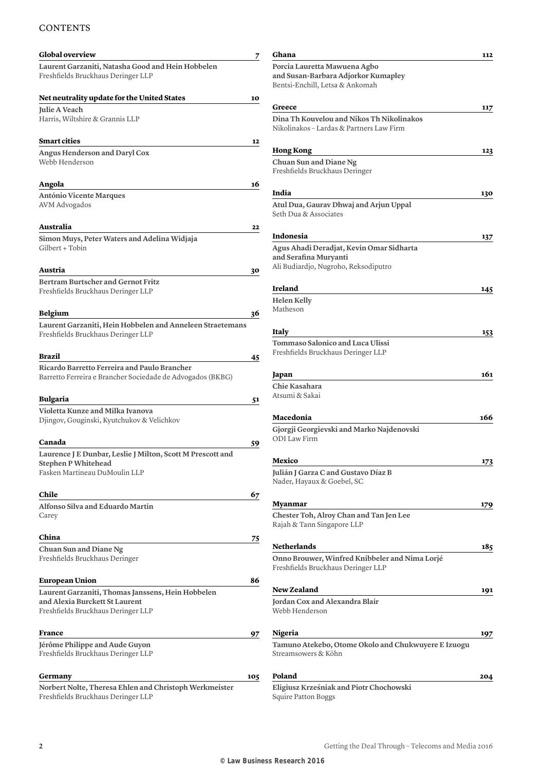# CONTENTS

**Global overview** 7

**Laurent Garzaniti, Natasha Good and Hein Hobbelen**
Freshfields Bruckhaus Deringer LLP

**Net neutrality update for the United States** 10

**Julie A Veach**
Harris, Wiltshire & Grannis LLP

**Smart cities** 12

**Angus Henderson and Daryl Cox**
Webb Henderson

**Angola** 16

**António Vicente Marques**
AVM Advogados

**Australia** 22

**Simon Muys, Peter Waters and Adelina Widjaja**
Gilbert + Tobin

**Austria** 30

**Bertram Burtscher and Gernot Fritz**
Freshfields Bruckhaus Deringer LLP

**Belgium** 36

**Laurent Garzaniti, Hein Hobbelen and Anneleen Straetemans**
Freshfields Bruckhaus Deringer LLP

**Brazil** 45

**Ricardo Barretto Ferreira and Paulo Brancher**
Barretto Ferreira e Brancher Sociedade de Advogados (BKBG)

**Bulgaria** 51

**Violetta Kunze and Milka Ivanova**
Djingov, Gouginski, Kyutchukov & Velichkov

**Canada** 59

**Laurence J E Dunbar, Leslie J Milton, Scott M Prescott and Stephen P Whitehead**
Fasken Martineau DuMoulin LLP

**Chile** 67

**Alfonso Silva and Eduardo Martin**
Carey

**China** 75

**Chuan Sun and Diane Ng**
Freshfields Bruckhaus Deringer

**European Union** 86

**Laurent Garzaniti, Thomas Janssens, Hein Hobbelen and Alexia Burckett St Laurent**
Freshfields Bruckhaus Deringer LLP

**France** 97

**Jérôme Philippe and Aude Guyon**
Freshfields Bruckhaus Deringer LLP

**Germany** 105

**Norbert Nolte, Theresa Ehlen and Christoph Werkmeister**
Freshfields Bruckhaus Deringer LLP

**Ghana** 112

**Porcia Lauretta Mawuena Agbo and Susan-Barbara Adjorkor Kumapley**
Bentsi-Enchill, Letsa & Ankomah

**Greece** 117

**Dina Th Kouvelou and Nikos Th Nikolinakos**
Nikolinakos – Lardas & Partners Law Firm

**Hong Kong** 123

**Chuan Sun and Diane Ng**
Freshfields Bruckhaus Deringer

**India** 130

**Atul Dua, Gaurav Dhwaj and Arjun Uppal**
Seth Dua & Associates

**Indonesia** 137

**Agus Ahadi Deradjat, Kevin Omar Sidharta and Serafina Muryanti**
Ali Budiardjo, Nugroho, Reksodiputro

**Ireland** 145

**Helen Kelly**
Matheson

**Italy** 153

**Tommaso Salonico and Luca Ulissi**
Freshfields Bruckhaus Deringer LLP

**Japan** 161

**Chie Kasahara**
Atsumi & Sakai

**Macedonia** 166

**Gjorgji Georgievski and Marko Najdenovski**
ODI Law Firm

**Mexico** 173

**Julián J Garza C and Gustavo Díaz B**
Nader, Hayaux & Goebel, SC

**Myanmar** 179

**Chester Toh, Alroy Chan and Tan Jen Lee**
Rajah & Tann Singapore LLP

**Netherlands** 185

**Onno Brouwer, Winfred Knibbeler and Nima Lorjé**
Freshfields Bruckhaus Deringer LLP

**New Zealand** 191

**Jordan Cox and Alexandra Blair**
Webb Henderson

**Nigeria** 197

**Tamuno Atekebo, Otome Okolo and Chukwuyere E Izuogu**
Streamsowers & Köhn

**Poland** 204

**Eligiusz Krześniak and Piotr Chochowski**
Squire Patton Boggs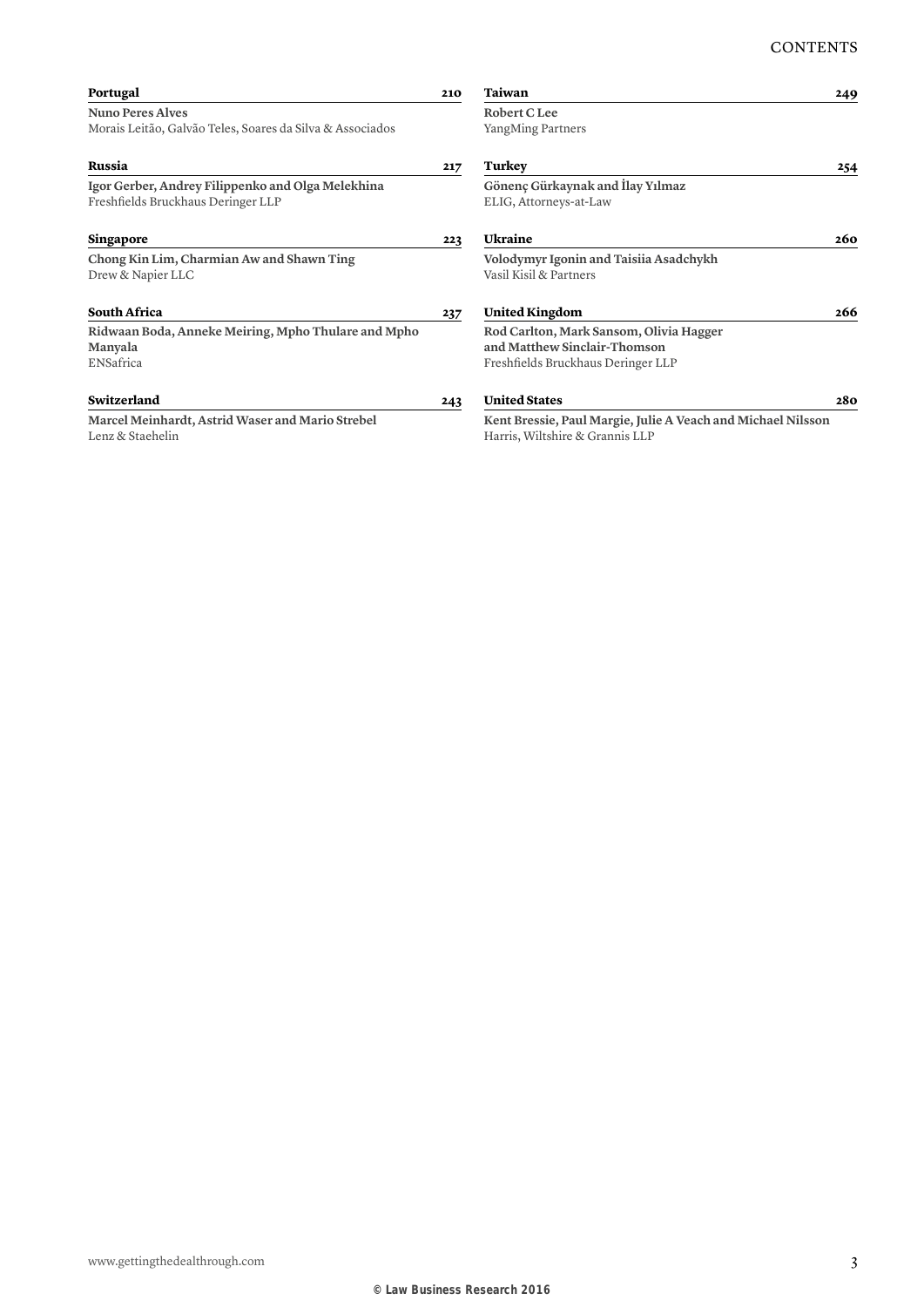**Portugal** 210

**Nuno Peres Alves**
Morais Leitão, Galvão Teles, Soares da Silva & Associados

**Russia** 217

**Igor Gerber, Andrey Filippenko and Olga Melekhina**
Freshfields Bruckhaus Deringer LLP

**Singapore** 223

**Chong Kin Lim, Charmian Aw and Shawn Ting**
Drew & Napier LLC

**South Africa** 237

**Ridwaan Boda, Anneke Meiring, Mpho Thulare and Mpho Manyala**
ENSafrica

**Switzerland** 243

**Marcel Meinhardt, Astrid Waser and Mario Strebel**
Lenz & Staehelin

**Taiwan** 249

**Robert C Lee**
YangMing Partners

**Turkey** 254

**Gönenç Gürkaynak and İlay Yılmaz**
ELIG, Attorneys-at-Law

**Ukraine** 260

**Volodymyr Igonin and Taisiia Asadchykh**
Vasil Kisil & Partners

**United Kingdom** 266

**Rod Carlton, Mark Sansom, Olivia Hagger and Matthew Sinclair-Thomson**
Freshfields Bruckhaus Deringer LLP

**United States** 280

**Kent Bressie, Paul Margie, Julie A Veach and Michael Nilsson**
Harris, Wiltshire & Grannis LLP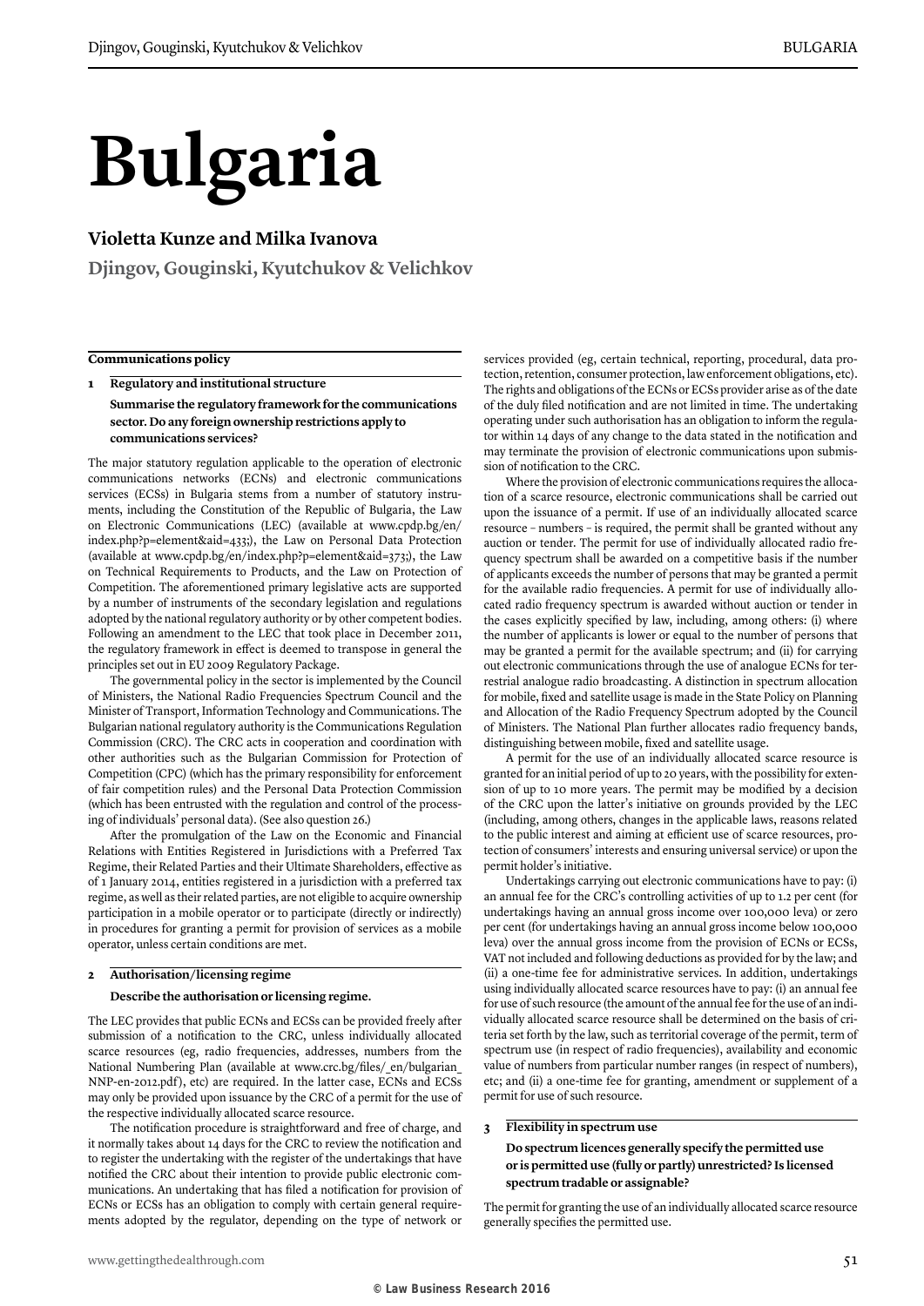# Bulgaria

**Violetta Kunze and Milka Ivanova**

**Djingov, Gouginski, Kyutchukov & Velichkov**

## Communications policy

### 1 Regulatory and institutional structure

**Summarise the regulatory framework for the communications sector. Do any foreign ownership restrictions apply to communications services?**

The major statutory regulation applicable to the operation of electronic communications networks (ECNs) and electronic communications services (ECSs) in Bulgaria stems from a number of statutory instruments, including the Constitution of the Republic of Bulgaria, the Law on Electronic Communications (LEC) (available at www.cpdp.bg/en/index.php?p=element&aid=433;), the Law on Personal Data Protection (available at www.cpdp.bg/en/index.php?p=element&aid=373;), the Law on Technical Requirements to Products, and the Law on Protection of Competition. The aforementioned primary legislative acts are supported by a number of instruments of the secondary legislation and regulations adopted by the national regulatory authority or by other competent bodies. Following an amendment to the LEC that took place in December 2011, the regulatory framework in effect is deemed to transpose in general the principles set out in EU 2009 Regulatory Package.

The governmental policy in the sector is implemented by the Council of Ministers, the National Radio Frequencies Spectrum Council and the Minister of Transport, Information Technology and Communications. The Bulgarian national regulatory authority is the Communications Regulation Commission (CRC). The CRC acts in cooperation and coordination with other authorities such as the Bulgarian Commission for Protection of Competition (CPC) (which has the primary responsibility for enforcement of fair competition rules) and the Personal Data Protection Commission (which has been entrusted with the regulation and control of the processing of individuals' personal data). (See also question 26.)

After the promulgation of the Law on the Economic and Financial Relations with Entities Registered in Jurisdictions with a Preferred Tax Regime, their Related Parties and their Ultimate Shareholders, effective as of 1 January 2014, entities registered in a jurisdiction with a preferred tax regime, as well as their related parties, are not eligible to acquire ownership participation in a mobile operator or to participate (directly or indirectly) in procedures for granting a permit for provision of services as a mobile operator, unless certain conditions are met.

### 2 Authorisation/licensing regime

**Describe the authorisation or licensing regime.**

The LEC provides that public ECNs and ECSs can be provided freely after submission of a notification to the CRC, unless individually allocated scarce resources (eg, radio frequencies, addresses, numbers from the National Numbering Plan (available at www.crc.bg/files/_en/bulgarian_NNP-en-2012.pdf), etc) are required. In the latter case, ECNs and ECSs may only be provided upon issuance by the CRC of a permit for the use of the respective individually allocated scarce resource.

The notification procedure is straightforward and free of charge, and it normally takes about 14 days for the CRC to review the notification and to register the undertaking with the register of the undertakings that have notified the CRC about their intention to provide public electronic communications. An undertaking that has filed a notification for provision of ECNs or ECSs has an obligation to comply with certain general requirements adopted by the regulator, depending on the type of network or services provided (eg, certain technical, reporting, procedural, data protection, retention, consumer protection, law enforcement obligations, etc). The rights and obligations of the ECNs or ECSs provider arise as of the date of the duly filed notification and are not limited in time. The undertaking operating under such authorisation has an obligation to inform the regulator within 14 days of any change to the data stated in the notification and may terminate the provision of electronic communications upon submission of notification to the CRC.

Where the provision of electronic communications requires the allocation of a scarce resource, electronic communications shall be carried out upon the issuance of a permit. If use of an individually allocated scarce resource – numbers – is required, the permit shall be granted without any auction or tender. The permit for use of individually allocated radio frequency spectrum shall be awarded on a competitive basis if the number of applicants exceeds the number of persons that may be granted a permit for the available radio frequencies. A permit for use of individually allocated radio frequency spectrum is awarded without auction or tender in the cases explicitly specified by law, including, among others: (i) where the number of applicants is lower or equal to the number of persons that may be granted a permit for the available spectrum; and (ii) for carrying out electronic communications through the use of analogue ECNs for terrestrial analogue radio broadcasting. A distinction in spectrum allocation for mobile, fixed and satellite usage is made in the State Policy on Planning and Allocation of the Radio Frequency Spectrum adopted by the Council of Ministers. The National Plan further allocates radio frequency bands, distinguishing between mobile, fixed and satellite usage.

A permit for the use of an individually allocated scarce resource is granted for an initial period of up to 20 years, with the possibility for extension of up to 10 more years. The permit may be modified by a decision of the CRC upon the latter's initiative on grounds provided by the LEC (including, among others, changes in the applicable laws, reasons related to the public interest and aiming at efficient use of scarce resources, protection of consumers' interests and ensuring universal service) or upon the permit holder's initiative.

Undertakings carrying out electronic communications have to pay: (i) an annual fee for the CRC's controlling activities of up to 1.2 per cent (for undertakings having an annual gross income over 100,000 leva) or zero per cent (for undertakings having an annual gross income below 100,000 leva) over the annual gross income from the provision of ECNs or ECSs, VAT not included and following deductions as provided for by the law; and (ii) a one-time fee for administrative services. In addition, undertakings using individually allocated scarce resources have to pay: (i) an annual fee for use of such resource (the amount of the annual fee for the use of an individually allocated scarce resource shall be determined on the basis of criteria set forth by the law, such as territorial coverage of the permit, term of spectrum use (in respect of radio frequencies), availability and economic value of numbers from particular number ranges (in respect of numbers), etc; and (ii) a one-time fee for granting, amendment or supplement of a permit for use of such resource.

### 3 Flexibility in spectrum use

**Do spectrum licences generally specify the permitted use or is permitted use (fully or partly) unrestricted? Is licensed spectrum tradable or assignable?**

The permit for granting the use of an individually allocated scarce resource generally specifies the permitted use.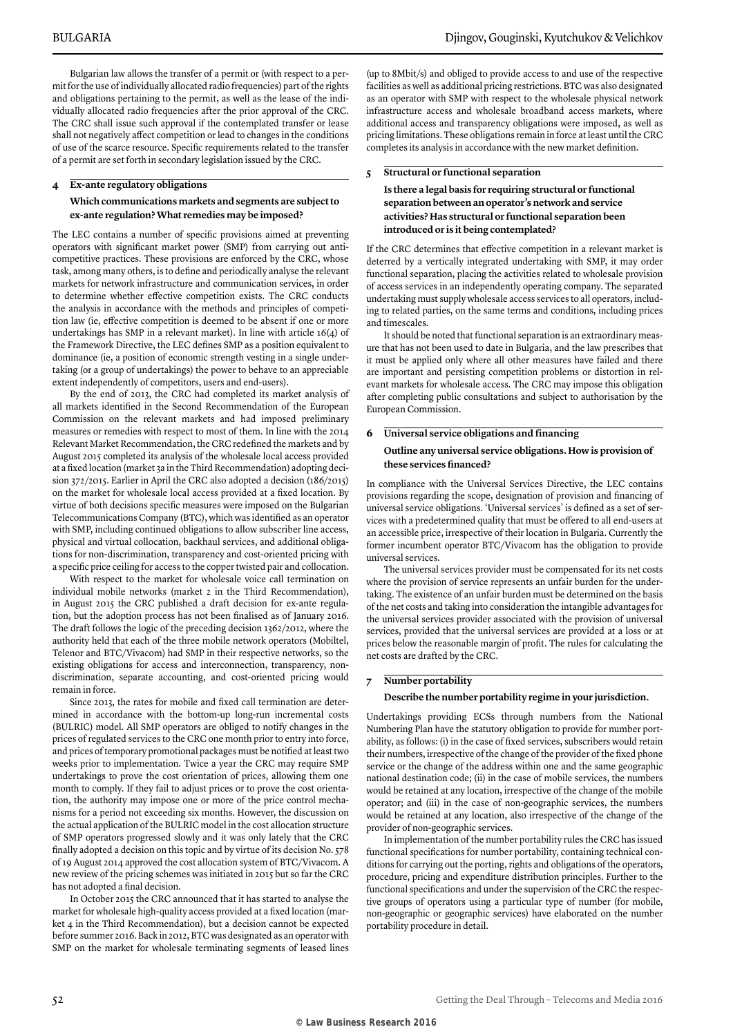Bulgarian law allows the transfer of a permit or (with respect to a permit for the use of individually allocated radio frequencies) part of the rights and obligations pertaining to the permit, as well as the lease of the individually allocated radio frequencies after the prior approval of the CRC. The CRC shall issue such approval if the contemplated transfer or lease shall not negatively affect competition or lead to changes in the conditions of use of the scarce resource. Specific requirements related to the transfer of a permit are set forth in secondary legislation issued by the CRC.

## 4 Ex-ante regulatory obligations

**Which communications markets and segments are subject to ex-ante regulation? What remedies may be imposed?**

The LEC contains a number of specific provisions aimed at preventing operators with significant market power (SMP) from carrying out anti-competitive practices. These provisions are enforced by the CRC, whose task, among many others, is to define and periodically analyse the relevant markets for network infrastructure and communication services, in order to determine whether effective competition exists. The CRC conducts the analysis in accordance with the methods and principles of competition law (ie, effective competition is deemed to be absent if one or more undertakings has SMP in a relevant market). In line with article 16(4) of the Framework Directive, the LEC defines SMP as a position equivalent to dominance (ie, a position of economic strength vesting in a single undertaking (or a group of undertakings) the power to behave to an appreciable extent independently of competitors, users and end-users).

By the end of 2013, the CRC had completed its market analysis of all markets identified in the Second Recommendation of the European Commission on the relevant markets and had imposed preliminary measures or remedies with respect to most of them. In line with the 2014 Relevant Market Recommendation, the CRC redefined the markets and by August 2015 completed its analysis of the wholesale local access provided at a fixed location (market 3a in the Third Recommendation) adopting decision 372/2015. Earlier in April the CRC also adopted a decision (186/2015) on the market for wholesale local access provided at a fixed location. By virtue of both decisions specific measures were imposed on the Bulgarian Telecommunications Company (BTC), which was identified as an operator with SMP, including continued obligations to allow subscriber line access, physical and virtual collocation, backhaul services, and additional obligations for non-discrimination, transparency and cost-oriented pricing with a specific price ceiling for access to the copper twisted pair and collocation.

With respect to the market for wholesale voice call termination on individual mobile networks (market 2 in the Third Recommendation), in August 2015 the CRC published a draft decision for ex-ante regulation, but the adoption process has not been finalised as of January 2016. The draft follows the logic of the preceding decision 1362/2012, where the authority held that each of the three mobile network operators (Mobiltel, Telenor and BTC/Vivacom) had SMP in their respective networks, so the existing obligations for access and interconnection, transparency, non-discrimination, separate accounting, and cost-oriented pricing would remain in force.

Since 2013, the rates for mobile and fixed call termination are determined in accordance with the bottom-up long-run incremental costs (BULRIC) model. All SMP operators are obliged to notify changes in the prices of regulated services to the CRC one month prior to entry into force, and prices of temporary promotional packages must be notified at least two weeks prior to implementation. Twice a year the CRC may require SMP undertakings to prove the cost orientation of prices, allowing them one month to comply. If they fail to adjust prices or to prove the cost orientation, the authority may impose one or more of the price control mechanisms for a period not exceeding six months. However, the discussion on the actual application of the BULRIC model in the cost allocation structure of SMP operators progressed slowly and it was only lately that the CRC finally adopted a decision on this topic and by virtue of its decision No. 578 of 19 August 2014 approved the cost allocation system of BTC/Vivacom. A new review of the pricing schemes was initiated in 2015 but so far the CRC has not adopted a final decision.

In October 2015 the CRC announced that it has started to analyse the market for wholesale high-quality access provided at a fixed location (market 4 in the Third Recommendation), but a decision cannot be expected before summer 2016. Back in 2012, BTC was designated as an operator with SMP on the market for wholesale terminating segments of leased lines (up to 8Mbit/s) and obliged to provide access to and use of the respective facilities as well as additional pricing restrictions. BTC was also designated as an operator with SMP with respect to the wholesale physical network infrastructure access and wholesale broadband access markets, where additional access and transparency obligations were imposed, as well as pricing limitations. These obligations remain in force at least until the CRC completes its analysis in accordance with the new market definition.

## 5 Structural or functional separation

**Is there a legal basis for requiring structural or functional separation between an operator's network and service activities? Has structural or functional separation been introduced or is it being contemplated?**

If the CRC determines that effective competition in a relevant market is deterred by a vertically integrated undertaking with SMP, it may order functional separation, placing the activities related to wholesale provision of access services in an independently operating company. The separated undertaking must supply wholesale access services to all operators, including to related parties, on the same terms and conditions, including prices and timescales.

It should be noted that functional separation is an extraordinary measure that has not been used to date in Bulgaria, and the law prescribes that it must be applied only where all other measures have failed and there are important and persisting competition problems or distortion in relevant markets for wholesale access. The CRC may impose this obligation after completing public consultations and subject to authorisation by the European Commission.

## 6 Universal service obligations and financing

**Outline any universal service obligations. How is provision of these services financed?**

In compliance with the Universal Services Directive, the LEC contains provisions regarding the scope, designation of provision and financing of universal service obligations. 'Universal services' is defined as a set of services with a predetermined quality that must be offered to all end-users at an accessible price, irrespective of their location in Bulgaria. Currently the former incumbent operator BTC/Vivacom has the obligation to provide universal services.

The universal services provider must be compensated for its net costs where the provision of service represents an unfair burden for the undertaking. The existence of an unfair burden must be determined on the basis of the net costs and taking into consideration the intangible advantages for the universal services provider associated with the provision of universal services, provided that the universal services are provided at a loss or at prices below the reasonable margin of profit. The rules for calculating the net costs are drafted by the CRC.

## 7 Number portability

**Describe the number portability regime in your jurisdiction.**

Undertakings providing ECSs through numbers from the National Numbering Plan have the statutory obligation to provide for number portability, as follows: (i) in the case of fixed services, subscribers would retain their numbers, irrespective of the change of the provider of the fixed phone service or the change of the address within one and the same geographic national destination code; (ii) in the case of mobile services, the numbers would be retained at any location, irrespective of the change of the mobile operator; and (iii) in the case of non-geographic services, the numbers would be retained at any location, also irrespective of the change of the provider of non-geographic services.

In implementation of the number portability rules the CRC has issued functional specifications for number portability, containing technical conditions for carrying out the porting, rights and obligations of the operators, procedure, pricing and expenditure distribution principles. Further to the functional specifications and under the supervision of the CRC the respective groups of operators using a particular type of number (for mobile, non-geographic or geographic services) have elaborated on the number portability procedure in detail.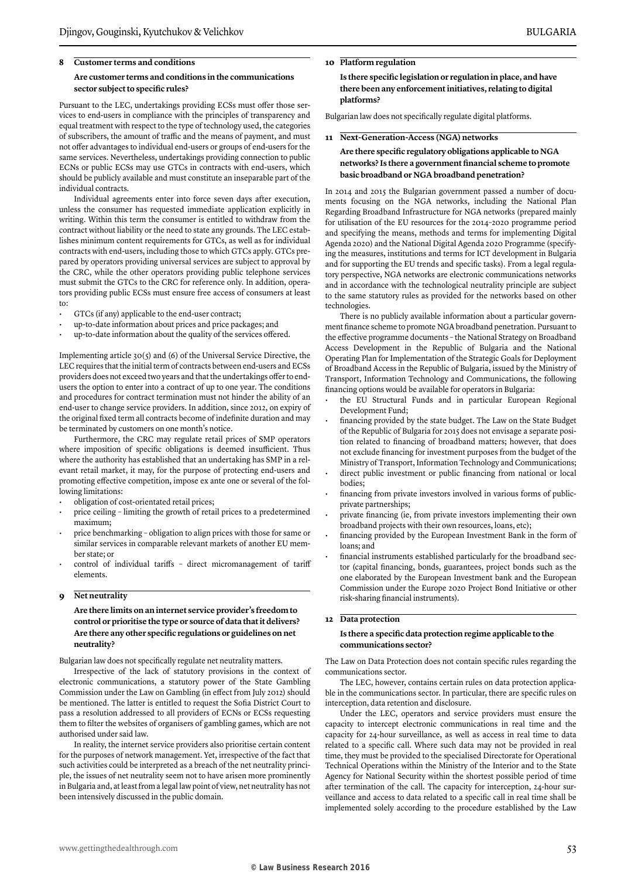## 8 Customer terms and conditions

**Are customer terms and conditions in the communications sector subject to specific rules?**

Pursuant to the LEC, undertakings providing ECSs must offer those services to end-users in compliance with the principles of transparency and equal treatment with respect to the type of technology used, the categories of subscribers, the amount of traffic and the means of payment, and must not offer advantages to individual end-users or groups of end-users for the same services. Nevertheless, undertakings providing connection to public ECNs or public ECSs may use GTCs in contracts with end-users, which should be publicly available and must constitute an inseparable part of the individual contracts.

Individual agreements enter into force seven days after execution, unless the consumer has requested immediate application explicitly in writing. Within this term the consumer is entitled to withdraw from the contract without liability or the need to state any grounds. The LEC establishes minimum content requirements for GTCs, as well as for individual contracts with end-users, including those to which GTCs apply. GTCs prepared by operators providing universal services are subject to approval by the CRC, while the other operators providing public telephone services must submit the GTCs to the CRC for reference only. In addition, operators providing public ECSs must ensure free access of consumers at least to:

- GTCs (if any) applicable to the end-user contract;
- up-to-date information about prices and price packages; and
- up-to-date information about the quality of the services offered.

Implementing article 30(5) and (6) of the Universal Service Directive, the LEC requires that the initial term of contracts between end-users and ECSs providers does not exceed two years and that the undertakings offer to end-users the option to enter into a contract of up to one year. The conditions and procedures for contract termination must not hinder the ability of an end-user to change service providers. In addition, since 2012, on expiry of the original fixed term all contracts become of indefinite duration and may be terminated by customers on one month's notice.

Furthermore, the CRC may regulate retail prices of SMP operators where imposition of specific obligations is deemed insufficient. Thus where the authority has established that an undertaking has SMP in a relevant retail market, it may, for the purpose of protecting end-users and promoting effective competition, impose ex ante one or several of the following limitations:

- obligation of cost-orientated retail prices;
- price ceiling – limiting the growth of retail prices to a predetermined maximum;
- price benchmarking – obligation to align prices with those for same or similar services in comparable relevant markets of another EU member state; or
- control of individual tariffs – direct micromanagement of tariff elements.

## 9 Net neutrality

**Are there limits on an internet service provider's freedom to control or prioritise the type or source of data that it delivers? Are there any other specific regulations or guidelines on net neutrality?**

Bulgarian law does not specifically regulate net neutrality matters.

Irrespective of the lack of statutory provisions in the context of electronic communications, a statutory power of the State Gambling Commission under the Law on Gambling (in effect from July 2012) should be mentioned. The latter is entitled to request the Sofia District Court to pass a resolution addressed to all providers of ECNs or ECSs requesting them to filter the websites of organisers of gambling games, which are not authorised under said law.

In reality, the internet service providers also prioritise certain content for the purposes of network management. Yet, irrespective of the fact that such activities could be interpreted as a breach of the net neutrality principle, the issues of net neutrality seem not to have arisen more prominently in Bulgaria and, at least from a legal law point of view, net neutrality has not been intensively discussed in the public domain.

## 10 Platform regulation

**Is there specific legislation or regulation in place, and have there been any enforcement initiatives, relating to digital platforms?**

Bulgarian law does not specifically regulate digital platforms.

## 11 Next-Generation-Access (NGA) networks

**Are there specific regulatory obligations applicable to NGA networks? Is there a government financial scheme to promote basic broadband or NGA broadband penetration?**

In 2014 and 2015 the Bulgarian government passed a number of documents focusing on the NGA networks, including the National Plan Regarding Broadband Infrastructure for NGA networks (prepared mainly for utilisation of the EU resources for the 2014–2020 programme period and specifying the means, methods and terms for implementing Digital Agenda 2020) and the National Digital Agenda 2020 Programme (specifying the measures, institutions and terms for ICT development in Bulgaria and for supporting the EU trends and specific tasks). From a legal regulatory perspective, NGA networks are electronic communications networks and in accordance with the technological neutrality principle are subject to the same statutory rules as provided for the networks based on other technologies.

There is no publicly available information about a particular government finance scheme to promote NGA broadband penetration. Pursuant to the effective programme documents – the National Strategy on Broadband Access Development in the Republic of Bulgaria and the National Operating Plan for Implementation of the Strategic Goals for Deployment of Broadband Access in the Republic of Bulgaria, issued by the Ministry of Transport, Information Technology and Communications, the following financing options would be available for operators in Bulgaria:

- the EU Structural Funds and in particular European Regional Development Fund;
- financing provided by the state budget. The Law on the State Budget of the Republic of Bulgaria for 2015 does not envisage a separate position related to financing of broadband matters; however, that does not exclude financing for investment purposes from the budget of the Ministry of Transport, Information Technology and Communications;
- direct public investment or public financing from national or local bodies;
- financing from private investors involved in various forms of public-private partnerships;
- private financing (ie, from private investors implementing their own broadband projects with their own resources, loans, etc);
- financing provided by the European Investment Bank in the form of loans; and
- financial instruments established particularly for the broadband sector (capital financing, bonds, guarantees, project bonds such as the one elaborated by the European Investment bank and the European Commission under the Europe 2020 Project Bond Initiative or other risk-sharing financial instruments).

## 12 Data protection

**Is there a specific data protection regime applicable to the communications sector?**

The Law on Data Protection does not contain specific rules regarding the communications sector.

The LEC, however, contains certain rules on data protection applicable in the communications sector. In particular, there are specific rules on interception, data retention and disclosure.

Under the LEC, operators and service providers must ensure the capacity to intercept electronic communications in real time and the capacity for 24-hour surveillance, as well as access in real time to data related to a specific call. Where such data may not be provided in real time, they must be provided to the specialised Directorate for Operational Technical Operations within the Ministry of the Interior and to the State Agency for National Security within the shortest possible period of time after termination of the call. The capacity for interception, 24-hour surveillance and access to data related to a specific call in real time shall be implemented solely according to the procedure established by the Law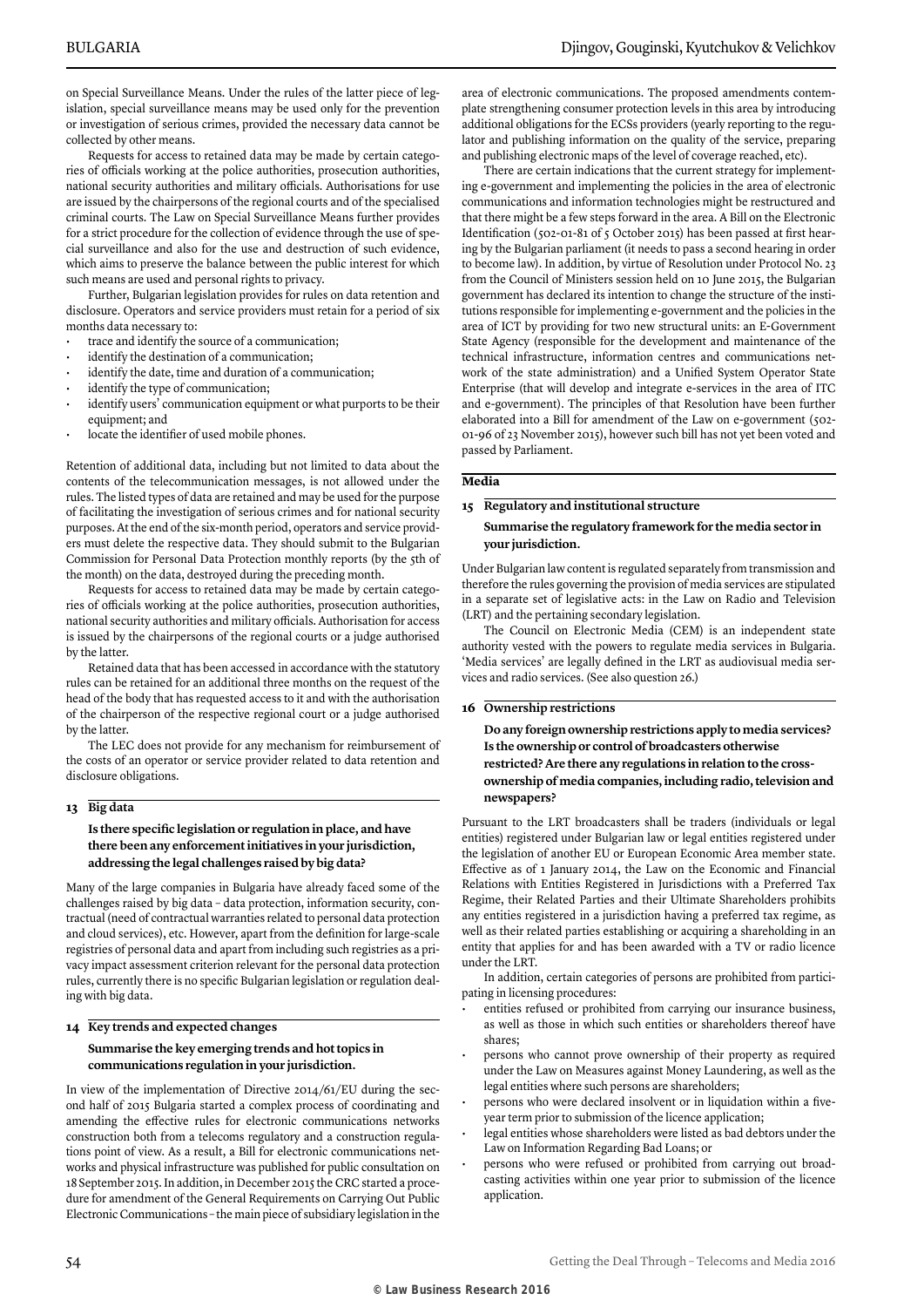on Special Surveillance Means. Under the rules of the latter piece of legislation, special surveillance means may be used only for the prevention or investigation of serious crimes, provided the necessary data cannot be collected by other means.

Requests for access to retained data may be made by certain categories of officials working at the police authorities, prosecution authorities, national security authorities and military officials. Authorisations for use are issued by the chairpersons of the regional courts and of the specialised criminal courts. The Law on Special Surveillance Means further provides for a strict procedure for the collection of evidence through the use of special surveillance and also for the use and destruction of such evidence, which aims to preserve the balance between the public interest for which such means are used and personal rights to privacy.

Further, Bulgarian legislation provides for rules on data retention and disclosure. Operators and service providers must retain for a period of six months data necessary to:

- trace and identify the source of a communication;
- identify the destination of a communication;
- identify the date, time and duration of a communication;
- identify the type of communication;
- identify users' communication equipment or what purports to be their equipment; and
- locate the identifier of used mobile phones.

Retention of additional data, including but not limited to data about the contents of the telecommunication messages, is not allowed under the rules. The listed types of data are retained and may be used for the purpose of facilitating the investigation of serious crimes and for national security purposes. At the end of the six-month period, operators and service providers must delete the respective data. They should submit to the Bulgarian Commission for Personal Data Protection monthly reports (by the 5th of the month) on the data, destroyed during the preceding month.

Requests for access to retained data may be made by certain categories of officials working at the police authorities, prosecution authorities, national security authorities and military officials. Authorisation for access is issued by the chairpersons of the regional courts or a judge authorised by the latter.

Retained data that has been accessed in accordance with the statutory rules can be retained for an additional three months on the request of the head of the body that has requested access to it and with the authorisation of the chairperson of the respective regional court or a judge authorised by the latter.

The LEC does not provide for any mechanism for reimbursement of the costs of an operator or service provider related to data retention and disclosure obligations.

### 13 Big data

**Is there specific legislation or regulation in place, and have there been any enforcement initiatives in your jurisdiction, addressing the legal challenges raised by big data?**

Many of the large companies in Bulgaria have already faced some of the challenges raised by big data – data protection, information security, contractual (need of contractual warranties related to personal data protection and cloud services), etc. However, apart from the definition for large-scale registries of personal data and apart from including such registries as a privacy impact assessment criterion relevant for the personal data protection rules, currently there is no specific Bulgarian legislation or regulation dealing with big data.

### 14 Key trends and expected changes

**Summarise the key emerging trends and hot topics in communications regulation in your jurisdiction.**

In view of the implementation of Directive 2014/61/EU during the second half of 2015 Bulgaria started a complex process of coordinating and amending the effective rules for electronic communications networks construction both from a telecoms regulatory and a construction regulations point of view. As a result, a Bill for electronic communications networks and physical infrastructure was published for public consultation on 18 September 2015. In addition, in December 2015 the CRC started a procedure for amendment of the General Requirements on Carrying Out Public Electronic Communications – the main piece of subsidiary legislation in the area of electronic communications. The proposed amendments contemplate strengthening consumer protection levels in this area by introducing additional obligations for the ECSs providers (yearly reporting to the regulator and publishing information on the quality of the service, preparing and publishing electronic maps of the level of coverage reached, etc).

There are certain indications that the current strategy for implementing e-government and implementing the policies in the area of electronic communications and information technologies might be restructured and that there might be a few steps forward in the area. A Bill on the Electronic Identification (502-01-81 of 5 October 2015) has been passed at first hearing by the Bulgarian parliament (it needs to pass a second hearing in order to become law). In addition, by virtue of Resolution under Protocol No. 23 from the Council of Ministers session held on 10 June 2015, the Bulgarian government has declared its intention to change the structure of the institutions responsible for implementing e-government and the policies in the area of ICT by providing for two new structural units: an E-Government State Agency (responsible for the development and maintenance of the technical infrastructure, information centres and communications network of the state administration) and a Unified System Operator State Enterprise (that will develop and integrate e-services in the area of ITC and e-government). The principles of that Resolution have been further elaborated into a Bill for amendment of the Law on e-government (502-01-96 of 23 November 2015), however such bill has not yet been voted and passed by Parliament.

## Media

### 15 Regulatory and institutional structure

**Summarise the regulatory framework for the media sector in your jurisdiction.**

Under Bulgarian law content is regulated separately from transmission and therefore the rules governing the provision of media services are stipulated in a separate set of legislative acts: in the Law on Radio and Television (LRT) and the pertaining secondary legislation.

The Council on Electronic Media (CEM) is an independent state authority vested with the powers to regulate media services in Bulgaria. 'Media services' are legally defined in the LRT as audiovisual media services and radio services. (See also question 26.)

### 16 Ownership restrictions

**Do any foreign ownership restrictions apply to media services? Is the ownership or control of broadcasters otherwise restricted? Are there any regulations in relation to the cross-ownership of media companies, including radio, television and newspapers?**

Pursuant to the LRT broadcasters shall be traders (individuals or legal entities) registered under Bulgarian law or legal entities registered under the legislation of another EU or European Economic Area member state. Effective as of 1 January 2014, the Law on the Economic and Financial Relations with Entities Registered in Jurisdictions with a Preferred Tax Regime, their Related Parties and their Ultimate Shareholders prohibits any entities registered in a jurisdiction having a preferred tax regime, as well as their related parties establishing or acquiring a shareholding in an entity that applies for and has been awarded with a TV or radio licence under the LRT.

In addition, certain categories of persons are prohibited from participating in licensing procedures:

- entities refused or prohibited from carrying our insurance business, as well as those in which such entities or shareholders thereof have shares;
- persons who cannot prove ownership of their property as required under the Law on Measures against Money Laundering, as well as the legal entities where such persons are shareholders;
- persons who were declared insolvent or in liquidation within a five-year term prior to submission of the licence application;
- legal entities whose shareholders were listed as bad debtors under the Law on Information Regarding Bad Loans; or
- persons who were refused or prohibited from carrying out broadcasting activities within one year prior to submission of the licence application.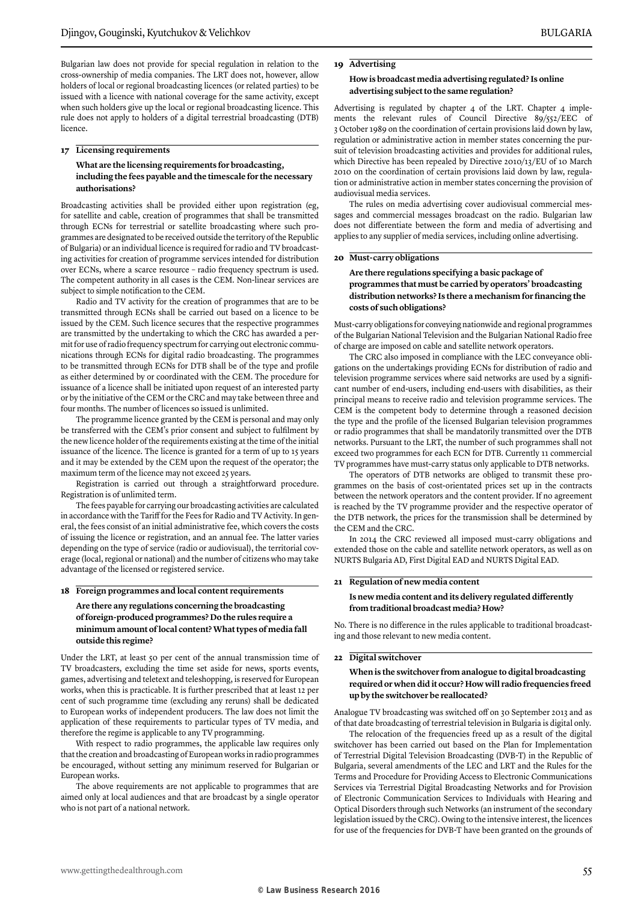Bulgarian law does not provide for special regulation in relation to the cross-ownership of media companies. The LRT does not, however, allow holders of local or regional broadcasting licences (or related parties) to be issued with a licence with national coverage for the same activity, except when such holders give up the local or regional broadcasting licence. This rule does not apply to holders of a digital terrestrial broadcasting (DTB) licence.

## 17 Licensing requirements

**What are the licensing requirements for broadcasting, including the fees payable and the timescale for the necessary authorisations?**

Broadcasting activities shall be provided either upon registration (eg, for satellite and cable, creation of programmes that shall be transmitted through ECNs for terrestrial or satellite broadcasting where such programmes are designated to be received outside the territory of the Republic of Bulgaria) or an individual licence is required for radio and TV broadcasting activities for creation of programme services intended for distribution over ECNs, where a scarce resource – radio frequency spectrum is used. The competent authority in all cases is the CEM. Non-linear services are subject to simple notification to the CEM.

Radio and TV activity for the creation of programmes that are to be transmitted through ECNs shall be carried out based on a licence to be issued by the CEM. Such licence secures that the respective programmes are transmitted by the undertaking to which the CRC has awarded a permit for use of radio frequency spectrum for carrying out electronic communications through ECNs for digital radio broadcasting. The programmes to be transmitted through ECNs for DTB shall be of the type and profile as either determined by or coordinated with the CEM. The procedure for issuance of a licence shall be initiated upon request of an interested party or by the initiative of the CEM or the CRC and may take between three and four months. The number of licences so issued is unlimited.

The programme licence granted by the CEM is personal and may only be transferred with the CEM's prior consent and subject to fulfilment by the new licence holder of the requirements existing at the time of the initial issuance of the licence. The licence is granted for a term of up to 15 years and it may be extended by the CEM upon the request of the operator; the maximum term of the licence may not exceed 25 years.

Registration is carried out through a straightforward procedure. Registration is of unlimited term.

The fees payable for carrying our broadcasting activities are calculated in accordance with the Tariff for the Fees for Radio and TV Activity. In general, the fees consist of an initial administrative fee, which covers the costs of issuing the licence or registration, and an annual fee. The latter varies depending on the type of service (radio or audiovisual), the territorial coverage (local, regional or national) and the number of citizens who may take advantage of the licensed or registered service.

## 18 Foreign programmes and local content requirements

**Are there any regulations concerning the broadcasting of foreign-produced programmes? Do the rules require a minimum amount of local content? What types of media fall outside this regime?**

Under the LRT, at least 50 per cent of the annual transmission time of TV broadcasters, excluding the time set aside for news, sports events, games, advertising and teletext and teleshopping, is reserved for European works, when this is practicable. It is further prescribed that at least 12 per cent of such programme time (excluding any reruns) shall be dedicated to European works of independent producers. The law does not limit the application of these requirements to particular types of TV media, and therefore the regime is applicable to any TV programming.

With respect to radio programmes, the applicable law requires only that the creation and broadcasting of European works in radio programmes be encouraged, without setting any minimum reserved for Bulgarian or European works.

The above requirements are not applicable to programmes that are aimed only at local audiences and that are broadcast by a single operator who is not part of a national network.

## 19 Advertising

**How is broadcast media advertising regulated? Is online advertising subject to the same regulation?**

Advertising is regulated by chapter 4 of the LRT. Chapter 4 implements the relevant rules of Council Directive 89/552/EEC of 3 October 1989 on the coordination of certain provisions laid down by law, regulation or administrative action in member states concerning the pursuit of television broadcasting activities and provides for additional rules, which Directive has been repealed by Directive 2010/13/EU of 10 March 2010 on the coordination of certain provisions laid down by law, regulation or administrative action in member states concerning the provision of audiovisual media services.

The rules on media advertising cover audiovisual commercial messages and commercial messages broadcast on the radio. Bulgarian law does not differentiate between the form and media of advertising and applies to any supplier of media services, including online advertising.

## 20 Must-carry obligations

**Are there regulations specifying a basic package of programmes that must be carried by operators' broadcasting distribution networks? Is there a mechanism for financing the costs of such obligations?**

Must-carry obligations for conveying nationwide and regional programmes of the Bulgarian National Television and the Bulgarian National Radio free of charge are imposed on cable and satellite network operators.

The CRC also imposed in compliance with the LEC conveyance obligations on the undertakings providing ECNs for distribution of radio and television programme services where said networks are used by a significant number of end-users, including end-users with disabilities, as their principal means to receive radio and television programme services. The CEM is the competent body to determine through a reasoned decision the type and the profile of the licensed Bulgarian television programmes or radio programmes that shall be mandatorily transmitted over the DTB networks. Pursuant to the LRT, the number of such programmes shall not exceed two programmes for each ECN for DTB. Currently 11 commercial TV programmes have must-carry status only applicable to DTB networks.

The operators of DTB networks are obliged to transmit these programmes on the basis of cost-orientated prices set up in the contracts between the network operators and the content provider. If no agreement is reached by the TV programme provider and the respective operator of the DTB network, the prices for the transmission shall be determined by the CEM and the CRC.

In 2014 the CRC reviewed all imposed must-carry obligations and extended those on the cable and satellite network operators, as well as on NURTS Bulgaria AD, First Digital EAD and NURTS Digital EAD.

## 21 Regulation of new media content

**Is new media content and its delivery regulated differently from traditional broadcast media? How?**

No. There is no difference in the rules applicable to traditional broadcasting and those relevant to new media content.

## 22 Digital switchover

**When is the switchover from analogue to digital broadcasting required or when did it occur? How will radio frequencies freed up by the switchover be reallocated?**

Analogue TV broadcasting was switched off on 30 September 2013 and as of that date broadcasting of terrestrial television in Bulgaria is digital only.

The relocation of the frequencies freed up as a result of the digital switchover has been carried out based on the Plan for Implementation of Terrestrial Digital Television Broadcasting (DVB-T) in the Republic of Bulgaria, several amendments of the LEC and LRT and the Rules for the Terms and Procedure for Providing Access to Electronic Communications Services via Terrestrial Digital Broadcasting Networks and for Provision of Electronic Communication Services to Individuals with Hearing and Optical Disorders through such Networks (an instrument of the secondary legislation issued by the CRC). Owing to the intensive interest, the licences for use of the frequencies for DVB-T have been granted on the grounds of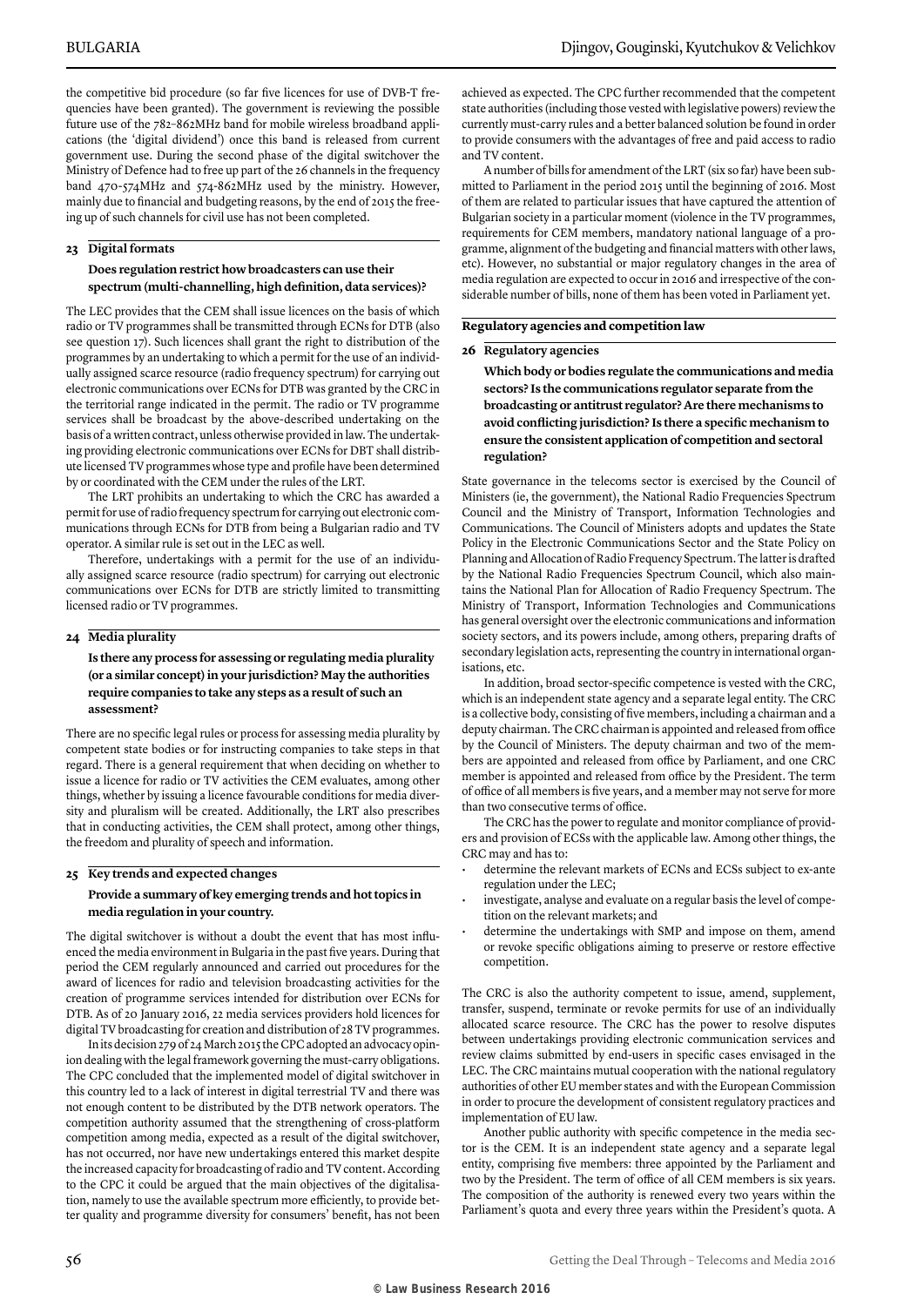the competitive bid procedure (so far five licences for use of DVB-T frequencies have been granted). The government is reviewing the possible future use of the 782–862MHz band for mobile wireless broadband applications (the 'digital dividend') once this band is released from current government use. During the second phase of the digital switchover the Ministry of Defence had to free up part of the 26 channels in the frequency band 470–574MHz and 574–862MHz used by the ministry. However, mainly due to financial and budgeting reasons, by the end of 2015 the freeing up of such channels for civil use has not been completed.

### 23 Digital formats

**Does regulation restrict how broadcasters can use their spectrum (multi-channelling, high definition, data services)?**

The LEC provides that the CEM shall issue licences on the basis of which radio or TV programmes shall be transmitted through ECNs for DTB (also see question 17). Such licences shall grant the right to distribution of the programmes by an undertaking to which a permit for the use of an individually assigned scarce resource (radio frequency spectrum) for carrying out electronic communications over ECNs for DTB was granted by the CRC in the territorial range indicated in the permit. The radio or TV programme services shall be broadcast by the above-described undertaking on the basis of a written contract, unless otherwise provided in law. The undertaking providing electronic communications over ECNs for DBT shall distribute licensed TV programmes whose type and profile have been determined by or coordinated with the CEM under the rules of the LRT.

The LRT prohibits an undertaking to which the CRC has awarded a permit for use of radio frequency spectrum for carrying out electronic communications through ECNs for DTB from being a Bulgarian radio and TV operator. A similar rule is set out in the LEC as well.

Therefore, undertakings with a permit for the use of an individually assigned scarce resource (radio spectrum) for carrying out electronic communications over ECNs for DTB are strictly limited to transmitting licensed radio or TV programmes.

### 24 Media plurality

**Is there any process for assessing or regulating media plurality (or a similar concept) in your jurisdiction? May the authorities require companies to take any steps as a result of such an assessment?**

There are no specific legal rules or process for assessing media plurality by competent state bodies or for instructing companies to take steps in that regard. There is a general requirement that when deciding on whether to issue a licence for radio or TV activities the CEM evaluates, among other things, whether by issuing a licence favourable conditions for media diversity and pluralism will be created. Additionally, the LRT also prescribes that in conducting activities, the CEM shall protect, among other things, the freedom and plurality of speech and information.

### 25 Key trends and expected changes

**Provide a summary of key emerging trends and hot topics in media regulation in your country.**

The digital switchover is without a doubt the event that has most influenced the media environment in Bulgaria in the past five years. During that period the CEM regularly announced and carried out procedures for the award of licences for radio and television broadcasting activities for the creation of programme services intended for distribution over ECNs for DTB. As of 20 January 2016, 22 media services providers hold licences for digital TV broadcasting for creation and distribution of 28 TV programmes.

In its decision 279 of 24 March 2015 the CPC adopted an advocacy opinion dealing with the legal framework governing the must-carry obligations. The CPC concluded that the implemented model of digital switchover in this country led to a lack of interest in digital terrestrial TV and there was not enough content to be distributed by the DTB network operators. The competition authority assumed that the strengthening of cross-platform competition among media, expected as a result of the digital switchover, has not occurred, nor have new undertakings entered this market despite the increased capacity for broadcasting of radio and TV content. According to the CPC it could be argued that the main objectives of the digitalisation, namely to use the available spectrum more efficiently, to provide better quality and programme diversity for consumers' benefit, has not been achieved as expected. The CPC further recommended that the competent state authorities (including those vested with legislative powers) review the currently must-carry rules and a better balanced solution be found in order to provide consumers with the advantages of free and paid access to radio and TV content.

A number of bills for amendment of the LRT (six so far) have been submitted to Parliament in the period 2015 until the beginning of 2016. Most of them are related to particular issues that have captured the attention of Bulgarian society in a particular moment (violence in the TV programmes, requirements for CEM members, mandatory national language of a programme, alignment of the budgeting and financial matters with other laws, etc). However, no substantial or major regulatory changes in the area of media regulation are expected to occur in 2016 and irrespective of the considerable number of bills, none of them has been voted in Parliament yet.

## Regulatory agencies and competition law

### 26 Regulatory agencies

**Which body or bodies regulate the communications and media sectors? Is the communications regulator separate from the broadcasting or antitrust regulator? Are there mechanisms to avoid conflicting jurisdiction? Is there a specific mechanism to ensure the consistent application of competition and sectoral regulation?**

State governance in the telecoms sector is exercised by the Council of Ministers (ie, the government), the National Radio Frequencies Spectrum Council and the Ministry of Transport, Information Technologies and Communications. The Council of Ministers adopts and updates the State Policy in the Electronic Communications Sector and the State Policy on Planning and Allocation of Radio Frequency Spectrum. The latter is drafted by the National Radio Frequencies Spectrum Council, which also maintains the National Plan for Allocation of Radio Frequency Spectrum. The Ministry of Transport, Information Technologies and Communications has general oversight over the electronic communications and information society sectors, and its powers include, among others, preparing drafts of secondary legislation acts, representing the country in international organisations, etc.

In addition, broad sector-specific competence is vested with the CRC, which is an independent state agency and a separate legal entity. The CRC is a collective body, consisting of five members, including a chairman and a deputy chairman. The CRC chairman is appointed and released from office by the Council of Ministers. The deputy chairman and two of the members are appointed and released from office by Parliament, and one CRC member is appointed and released from office by the President. The term of office of all members is five years, and a member may not serve for more than two consecutive terms of office.

The CRC has the power to regulate and monitor compliance of providers and provision of ECSs with the applicable law. Among other things, the CRC may and has to:

- determine the relevant markets of ECNs and ECSs subject to ex-ante regulation under the LEC;
- investigate, analyse and evaluate on a regular basis the level of competition on the relevant markets; and
- determine the undertakings with SMP and impose on them, amend or revoke specific obligations aiming to preserve or restore effective competition.

The CRC is also the authority competent to issue, amend, supplement, transfer, suspend, terminate or revoke permits for use of an individually allocated scarce resource. The CRC has the power to resolve disputes between undertakings providing electronic communication services and review claims submitted by end-users in specific cases envisaged in the LEC. The CRC maintains mutual cooperation with the national regulatory authorities of other EU member states and with the European Commission in order to procure the development of consistent regulatory practices and implementation of EU law.

Another public authority with specific competence in the media sector is the CEM. It is an independent state agency and a separate legal entity, comprising five members: three appointed by the Parliament and two by the President. The term of office of all CEM members is six years. The composition of the authority is renewed every two years within the Parliament's quota and every three years within the President's quota. A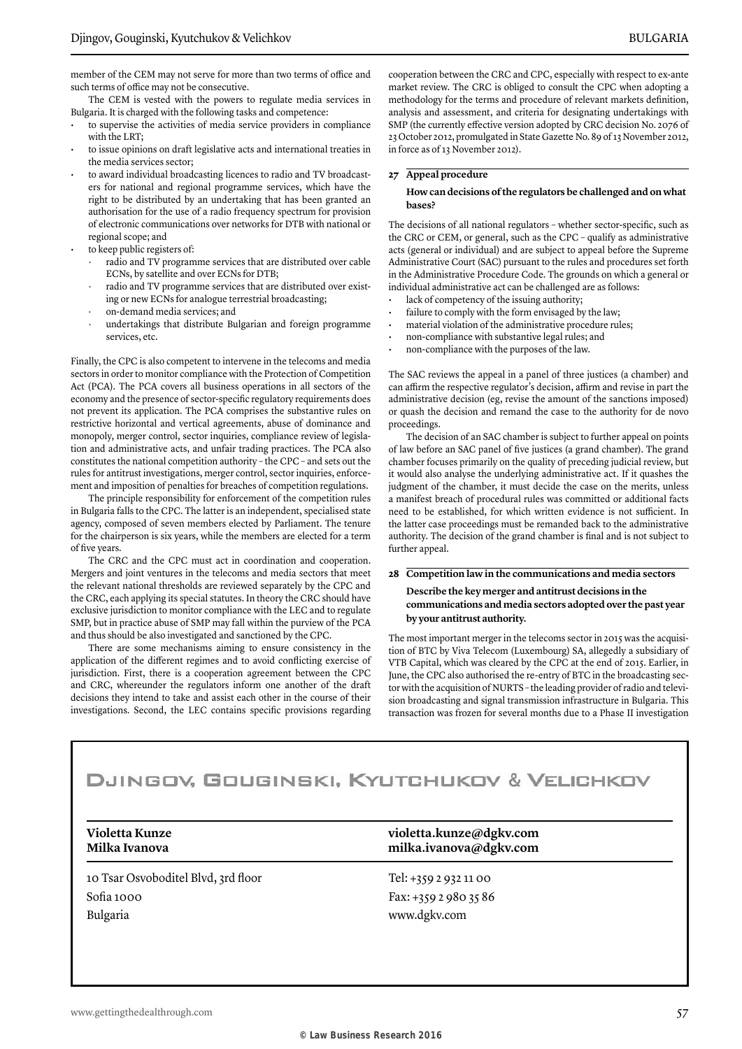member of the CEM may not serve for more than two terms of office and such terms of office may not be consecutive.

The CEM is vested with the powers to regulate media services in Bulgaria. It is charged with the following tasks and competence:

- to supervise the activities of media service providers in compliance with the LRT;
- to issue opinions on draft legislative acts and international treaties in the media services sector;
- to award individual broadcasting licences to radio and TV broadcasters for national and regional programme services, which have the right to be distributed by an undertaking that has been granted an authorisation for the use of a radio frequency spectrum for provision of electronic communications over networks for DTB with national or regional scope; and
- to keep public registers of:
  - radio and TV programme services that are distributed over cable ECNs, by satellite and over ECNs for DTB;
  - radio and TV programme services that are distributed over existing or new ECNs for analogue terrestrial broadcasting;
  - on-demand media services; and
  - undertakings that distribute Bulgarian and foreign programme services, etc.

Finally, the CPC is also competent to intervene in the telecoms and media sectors in order to monitor compliance with the Protection of Competition Act (PCA). The PCA covers all business operations in all sectors of the economy and the presence of sector-specific regulatory requirements does not prevent its application. The PCA comprises the substantive rules on restrictive horizontal and vertical agreements, abuse of dominance and monopoly, merger control, sector inquiries, compliance review of legislation and administrative acts, and unfair trading practices. The PCA also constitutes the national competition authority – the CPC – and sets out the rules for antitrust investigations, merger control, sector inquiries, enforcement and imposition of penalties for breaches of competition regulations.

The principle responsibility for enforcement of the competition rules in Bulgaria falls to the CPC. The latter is an independent, specialised state agency, composed of seven members elected by Parliament. The tenure for the chairperson is six years, while the members are elected for a term of five years.

The CRC and the CPC must act in coordination and cooperation. Mergers and joint ventures in the telecoms and media sectors that meet the relevant national thresholds are reviewed separately by the CPC and the CRC, each applying its special statutes. In theory the CRC should have exclusive jurisdiction to monitor compliance with the LEC and to regulate SMP, but in practice abuse of SMP may fall within the purview of the PCA and thus should be also investigated and sanctioned by the CPC.

There are some mechanisms aiming to ensure consistency in the application of the different regimes and to avoid conflicting exercise of jurisdiction. First, there is a cooperation agreement between the CPC and CRC, whereunder the regulators inform one another of the draft decisions they intend to take and assist each other in the course of their investigations. Second, the LEC contains specific provisions regarding cooperation between the CRC and CPC, especially with respect to ex-ante market review. The CRC is obliged to consult the CPC when adopting a methodology for the terms and procedure of relevant markets definition, analysis and assessment, and criteria for designating undertakings with SMP (the currently effective version adopted by CRC decision No. 2076 of 23 October 2012, promulgated in State Gazette No. 89 of 13 November 2012, in force as of 13 November 2012).

## 27 Appeal procedure

**How can decisions of the regulators be challenged and on what bases?**

The decisions of all national regulators – whether sector-specific, such as the CRC or CEM, or general, such as the CPC – qualify as administrative acts (general or individual) and are subject to appeal before the Supreme Administrative Court (SAC) pursuant to the rules and procedures set forth in the Administrative Procedure Code. The grounds on which a general or individual administrative act can be challenged are as follows:

- lack of competency of the issuing authority;
- failure to comply with the form envisaged by the law;
- material violation of the administrative procedure rules;
- non-compliance with substantive legal rules; and
- non-compliance with the purposes of the law.

The SAC reviews the appeal in a panel of three justices (a chamber) and can affirm the respective regulator's decision, affirm and revise in part the administrative decision (eg, revise the amount of the sanctions imposed) or quash the decision and remand the case to the authority for de novo proceedings.

The decision of an SAC chamber is subject to further appeal on points of law before an SAC panel of five justices (a grand chamber). The grand chamber focuses primarily on the quality of preceding judicial review, but it would also analyse the underlying administrative act. If it quashes the judgment of the chamber, it must decide the case on the merits, unless a manifest breach of procedural rules was committed or additional facts need to be established, for which written evidence is not sufficient. In the latter case proceedings must be remanded back to the administrative authority. The decision of the grand chamber is final and is not subject to further appeal.

## 28 Competition law in the communications and media sectors

**Describe the key merger and antitrust decisions in the communications and media sectors adopted over the past year by your antitrust authority.**

The most important merger in the telecoms sector in 2015 was the acquisition of BTC by Viva Telecom (Luxembourg) SA, allegedly a subsidiary of VTB Capital, which was cleared by the CPC at the end of 2015. Earlier, in June, the CPC also authorised the re-entry of BTC in the broadcasting sector with the acquisition of NURTS – the leading provider of radio and television broadcasting and signal transmission infrastructure in Bulgaria. This transaction was frozen for several months due to a Phase II investigation

---

**Djingov, Gouginski, Kyutchukov & Velichkov**

| | |
|---|---|
| **Violetta Kunze** | **violetta.kunze@dgkv.com** |
| **Milka Ivanova** | **milka.ivanova@dgkv.com** |
| 10 Tsar Osvoboditel Blvd, 3rd floor | Tel: +359 2 932 11 00 |
| Sofia 1000 | Fax: +359 2 980 35 86 |
| Bulgaria | www.dgkv.com |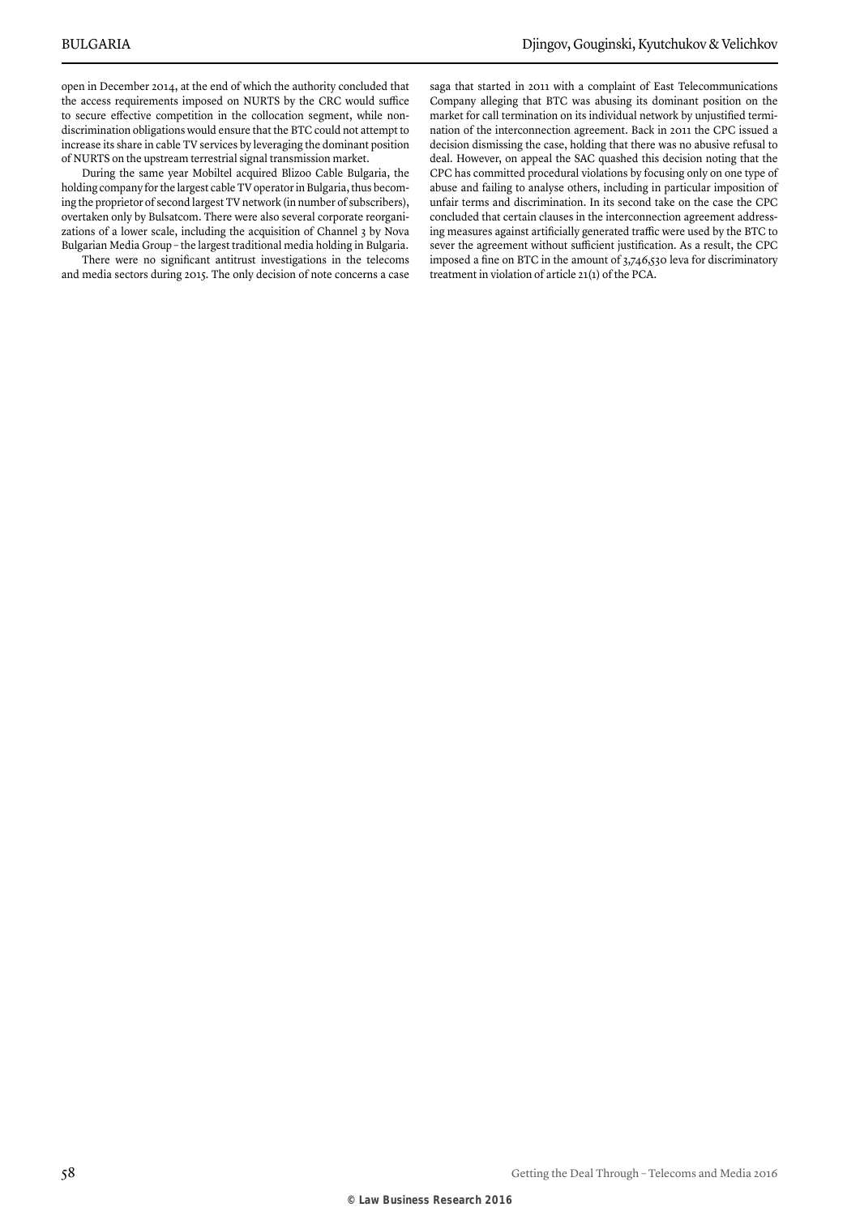open in December 2014, at the end of which the authority concluded that the access requirements imposed on NURTS by the CRC would suffice to secure effective competition in the collocation segment, while non-discrimination obligations would ensure that the BTC could not attempt to increase its share in cable TV services by leveraging the dominant position of NURTS on the upstream terrestrial signal transmission market.

During the same year Mobiltel acquired Blizoo Cable Bulgaria, the holding company for the largest cable TV operator in Bulgaria, thus becoming the proprietor of second largest TV network (in number of subscribers), overtaken only by Bulsatcom. There were also several corporate reorganizations of a lower scale, including the acquisition of Channel 3 by Nova Bulgarian Media Group – the largest traditional media holding in Bulgaria.

There were no significant antitrust investigations in the telecoms and media sectors during 2015. The only decision of note concerns a case saga that started in 2011 with a complaint of East Telecommunications Company alleging that BTC was abusing its dominant position on the market for call termination on its individual network by unjustified termination of the interconnection agreement. Back in 2011 the CPC issued a decision dismissing the case, holding that there was no abusive refusal to deal. However, on appeal the SAC quashed this decision noting that the CPC has committed procedural violations by focusing only on one type of abuse and failing to analyse others, including in particular imposition of unfair terms and discrimination. In its second take on the case the CPC concluded that certain clauses in the interconnection agreement addressing measures against artificially generated traffic were used by the BTC to sever the agreement without sufficient justification. As a result, the CPC imposed a fine on BTC in the amount of 3,746,530 leva for discriminatory treatment in violation of article 21(1) of the PCA.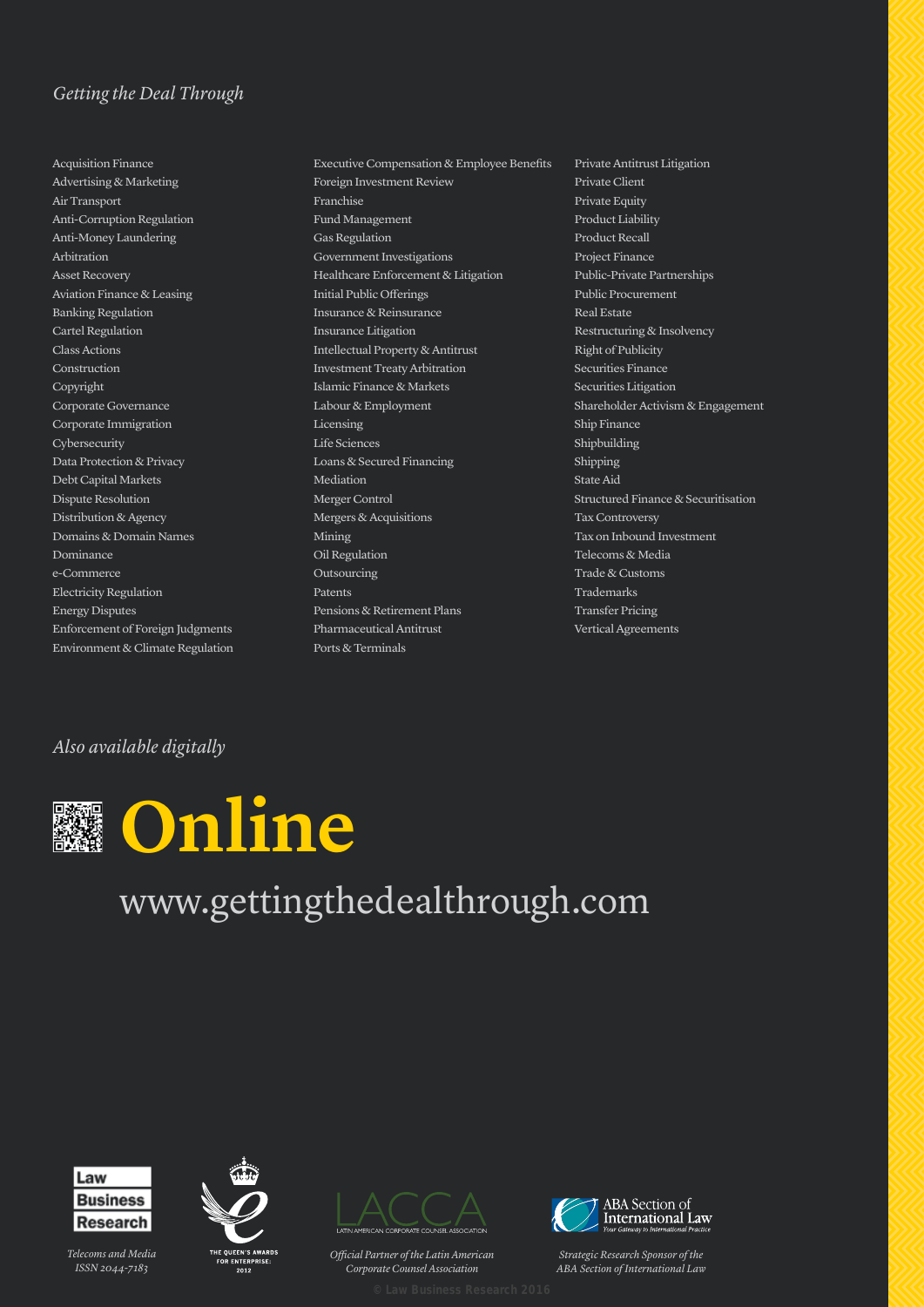*Getting the Deal Through*

Acquisition Finance
Advertising & Marketing
Air Transport
Anti-Corruption Regulation
Anti-Money Laundering
Arbitration
Asset Recovery
Aviation Finance & Leasing
Banking Regulation
Cartel Regulation
Class Actions
Construction
Copyright
Corporate Governance
Corporate Immigration
Cybersecurity
Data Protection & Privacy
Debt Capital Markets
Dispute Resolution
Distribution & Agency
Domains & Domain Names
Dominance
e-Commerce
Electricity Regulation
Energy Disputes
Enforcement of Foreign Judgments
Environment & Climate Regulation
Executive Compensation & Employee Benefits
Foreign Investment Review
Franchise
Fund Management
Gas Regulation
Government Investigations
Healthcare Enforcement & Litigation
Initial Public Offerings
Insurance & Reinsurance
Insurance Litigation
Intellectual Property & Antitrust
Investment Treaty Arbitration
Islamic Finance & Markets
Labour & Employment
Licensing
Life Sciences
Loans & Secured Financing
Mediation
Merger Control
Mergers & Acquisitions
Mining
Oil Regulation
Outsourcing
Patents
Pensions & Retirement Plans
Pharmaceutical Antitrust
Ports & Terminals
Private Antitrust Litigation
Private Client
Private Equity
Product Liability
Product Recall
Project Finance
Public-Private Partnerships
Public Procurement
Real Estate
Restructuring & Insolvency
Right of Publicity
Securities Finance
Securities Litigation
Shareholder Activism & Engagement
Ship Finance
Shipbuilding
Shipping
State Aid
Structured Finance & Securitisation
Tax Controversy
Tax on Inbound Investment
Telecoms & Media
Trade & Customs
Trademarks
Transfer Pricing
Vertical Agreements

*Also available digitally*

**Online**

www.gettingthedealthrough.com

Law Business Research

*Telecoms and Media*
*ISSN 2044-7183*

THE QUEEN'S AWARDS FOR ENTERPRISE: 2012

LACCA
LATIN AMERICAN CORPORATE COUNSEL ASSOCIATION

*Official Partner of the Latin American Corporate Counsel Association*

ABA Section of International Law
*Your Gateway to International Practice*

*Strategic Research Sponsor of the ABA Section of International Law*

© Law Business Research 2016